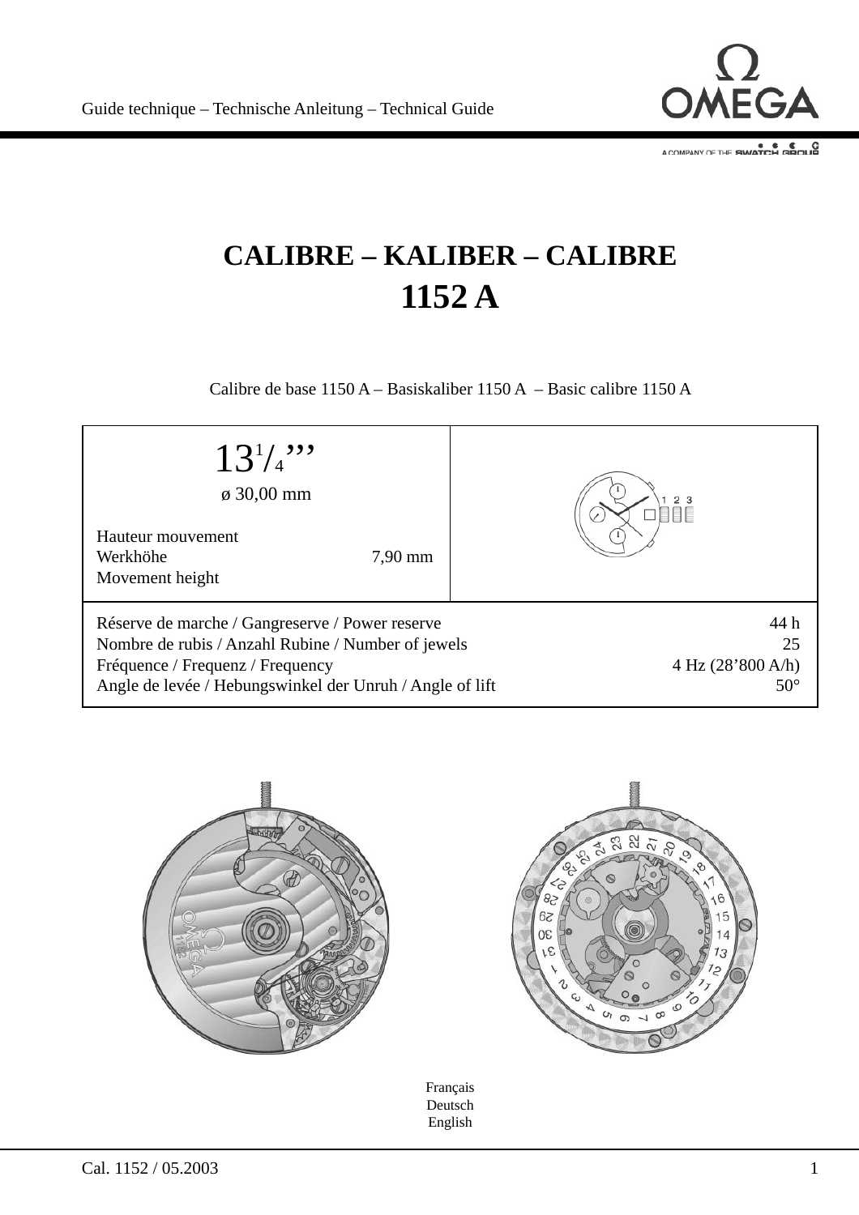# CALIBRE – KALIBER – CALIBRE
# 1152 A

Calibre de base 1150 A – Basiskaliber 1150 A – Basic calibre 1150 A

| 13 1/4''' ø 30,00 mm | |
|---|---|
| Hauteur mouvement / Werkhöhe / Movement height | 7,90 mm |

| | |
|---|---|
| Réserve de marche / Gangreserve / Power reserve | 44 h |
| Nombre de rubis / Anzahl Rubine / Number of jewels | 25 |
| Fréquence / Frequenz / Frequency | 4 Hz (28'800 A/h) |
| Angle de levée / Hebungswinkel der Unruh / Angle of lift | 50° |

Français
Deutsch
English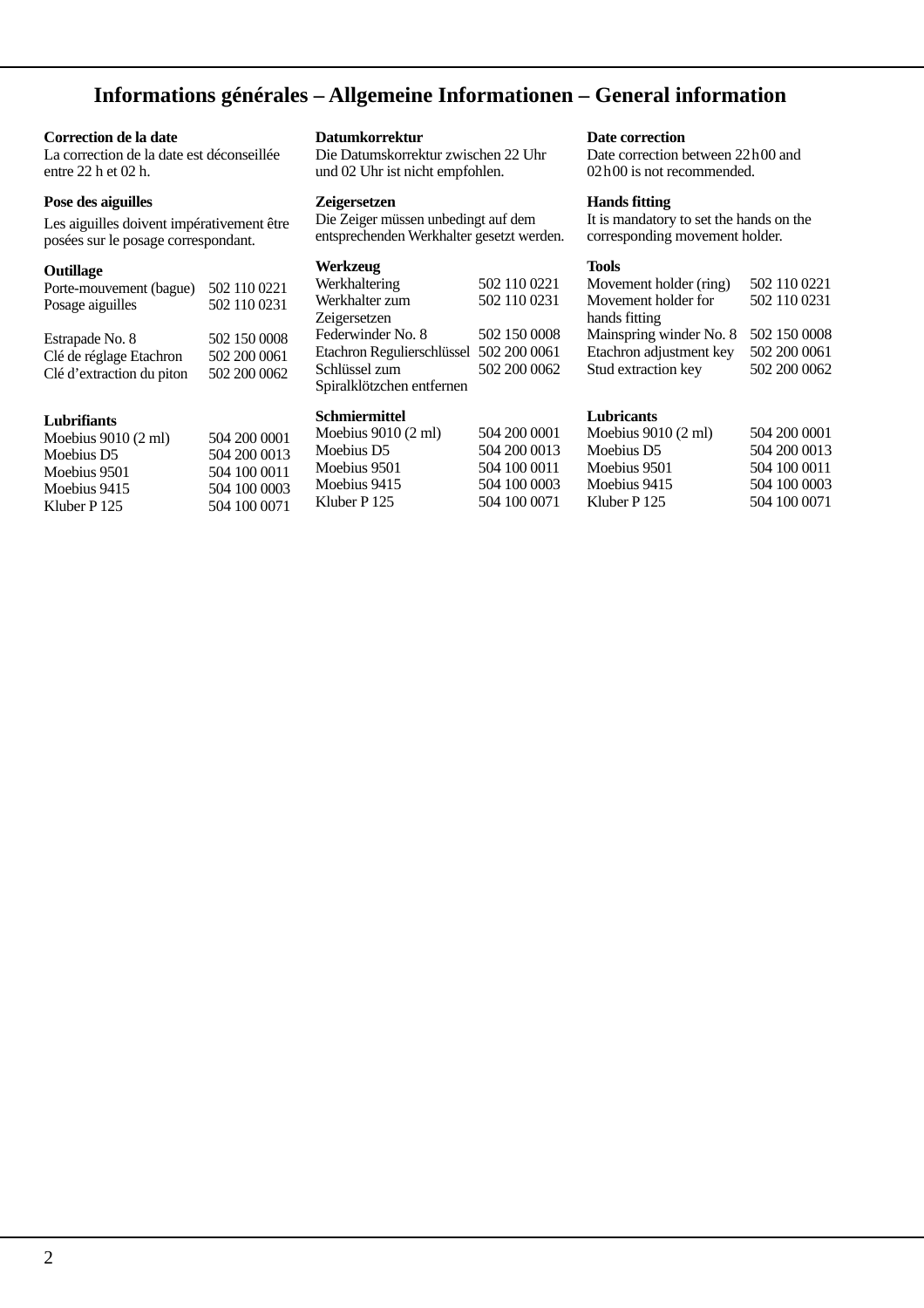# Informations générales – Allgemeine Informationen – General information

**Correction de la date**
La correction de la date est déconseillée entre 22 h et 02 h.

**Pose des aiguilles**

Les aiguilles doivent impérativement être posées sur le posage correspondant.

**Outillage**

| | |
|---|---|
| Porte-mouvement (bague) | 502 110 0221 |
| Posage aiguilles | 502 110 0231 |
| | |
| Estrapade No. 8 | 502 150 0008 |
| Clé de réglage Etachron | 502 200 0061 |
| Clé d'extraction du piton | 502 200 0062 |

**Lubrifiants**

| | |
|---|---|
| Moebius 9010 (2 ml) | 504 200 0001 |
| Moebius D5 | 504 200 0013 |
| Moebius 9501 | 504 100 0011 |
| Moebius 9415 | 504 100 0003 |
| Kluber P 125 | 504 100 0071 |

**Datumkorrektur**
Die Datumskorrektur zwischen 22 Uhr und 02 Uhr ist nicht empfohlen.

**Zeigersetzen**
Die Zeiger müssen unbedingt auf dem entsprechenden Werkhalter gesetzt werden.

**Werkzeug**

| | |
|---|---|
| Werkhaltering | 502 110 0221 |
| Werkhalter zum Zeigersetzen | 502 110 0231 |
| Federwinder No. 8 | 502 150 0008 |
| Etachron Regulierschlüssel | 502 200 0061 |
| Schlüssel zum Spiralklötzchen entfernen | 502 200 0062 |

**Schmiermittel**

| | |
|---|---|
| Moebius 9010 (2 ml) | 504 200 0001 |
| Moebius D5 | 504 200 0013 |
| Moebius 9501 | 504 100 0011 |
| Moebius 9415 | 504 100 0003 |
| Kluber P 125 | 504 100 0071 |

**Date correction**
Date correction between 22h00 and 02h00 is not recommended.

**Hands fitting**
It is mandatory to set the hands on the corresponding movement holder.

**Tools**

| | |
|---|---|
| Movement holder (ring) | 502 110 0221 |
| Movement holder for hands fitting | 502 110 0231 |
| Mainspring winder No. 8 | 502 150 0008 |
| Etachron adjustment key | 502 200 0061 |
| Stud extraction key | 502 200 0062 |

**Lubricants**

| | |
|---|---|
| Moebius 9010 (2 ml) | 504 200 0001 |
| Moebius D5 | 504 200 0013 |
| Moebius 9501 | 504 100 0011 |
| Moebius 9415 | 504 100 0003 |
| Kluber P 125 | 504 100 0071 |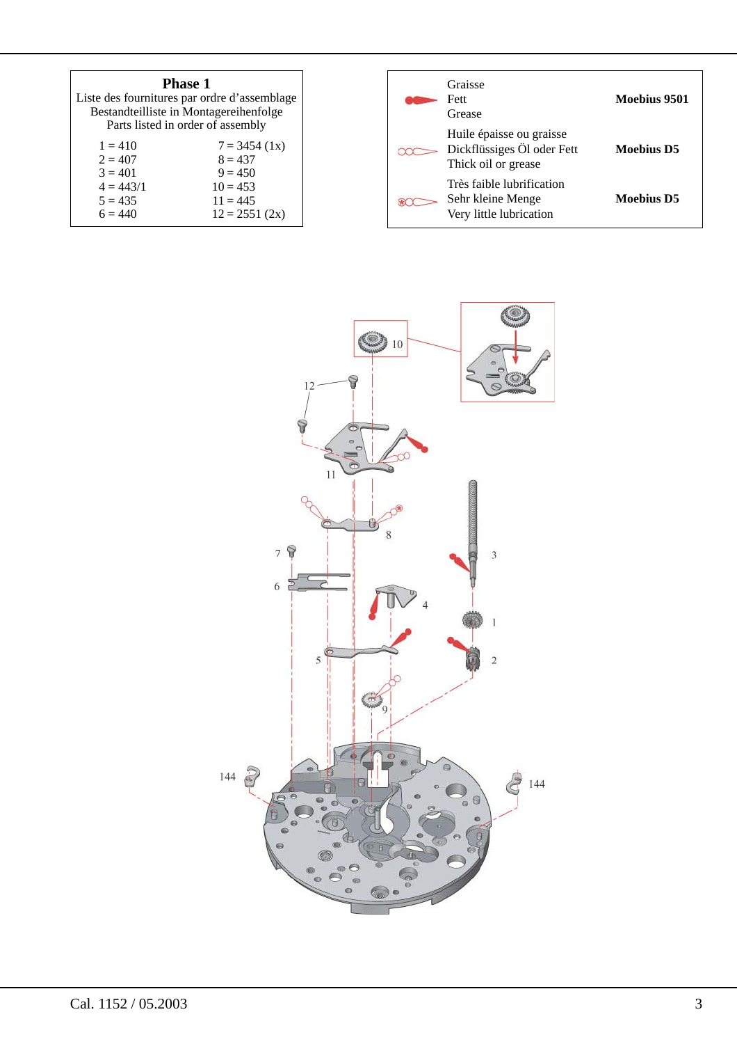## Phase 1

Liste des fournitures par ordre d'assemblage
Bestandteilliste in Montagereihenfolge
Parts listed in order of assembly

| | |
|---|---|
| 1 = 410 | 7 = 3454 (1x) |
| 2 = 407 | 8 = 437 |
| 3 = 401 | 9 = 450 |
| 4 = 443/1 | 10 = 453 |
| 5 = 435 | 11 = 445 |
| 6 = 440 | 12 = 2551 (2x) |

| Lubrication | Product |
|---|---|
| Graisse / Fett / Grease | **Moebius 9501** |
| Huile épaisse ou graisse / Dickflüssiges Öl oder Fett / Thick oil or grease | **Moebius D5** |
| Très faible lubrification / Sehr kleine Menge / Very little lubrication | **Moebius D5** |

10

12

11

8

7

3

6

4

1

5

2

9

144

144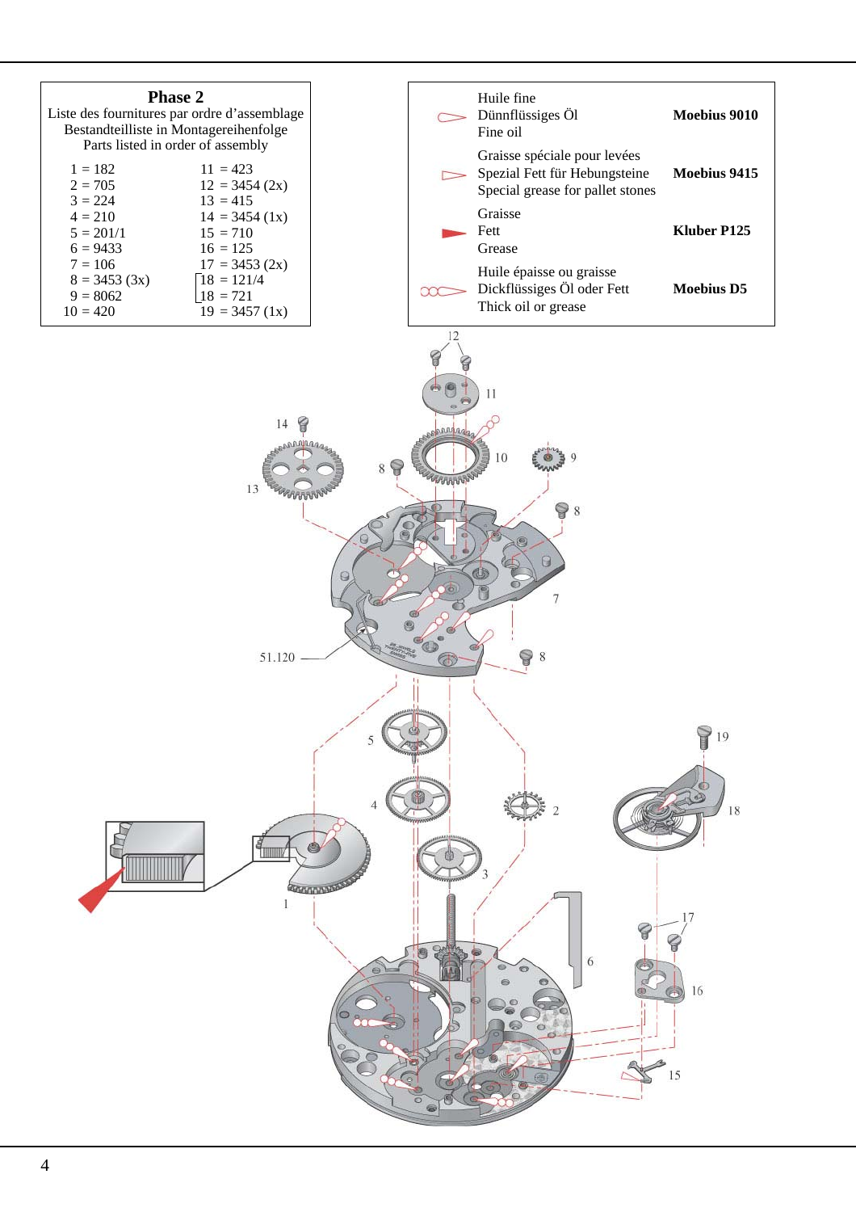## Phase 2

Liste des fournitures par ordre d'assemblage
Bestandteilliste in Montagereihenfolge
Parts listed in order of assembly

| | |
|---|---|
| 1 = 182 | 11 = 423 |
| 2 = 705 | 12 = 3454 (2x) |
| 3 = 224 | 13 = 415 |
| 4 = 210 | 14 = 3454 (1x) |
| 5 = 201/1 | 15 = 710 |
| 6 = 9433 | 16 = 125 |
| 7 = 106 | 17 = 3453 (2x) |
| 8 = 3453 (3x) | 18 = 121/4 |
| 9 = 8062 | 18 = 721 |
| 10 = 420 | 19 = 3457 (1x) |

| Description | Lubricant |
|---|---|
| Huile fine<br>Dünnflüssiges Öl<br>Fine oil | **Moebius 9010** |
| Graisse spéciale pour levées<br>Spezial Fett für Hebungsteine<br>Special grease for pallet stones | **Moebius 9415** |
| Graisse<br>Fett<br>Grease | **Kluber P125** |
| Huile épaisse ou graisse<br>Dickflüssiges Öl oder Fett<br>Thick oil or grease | **Moebius D5** |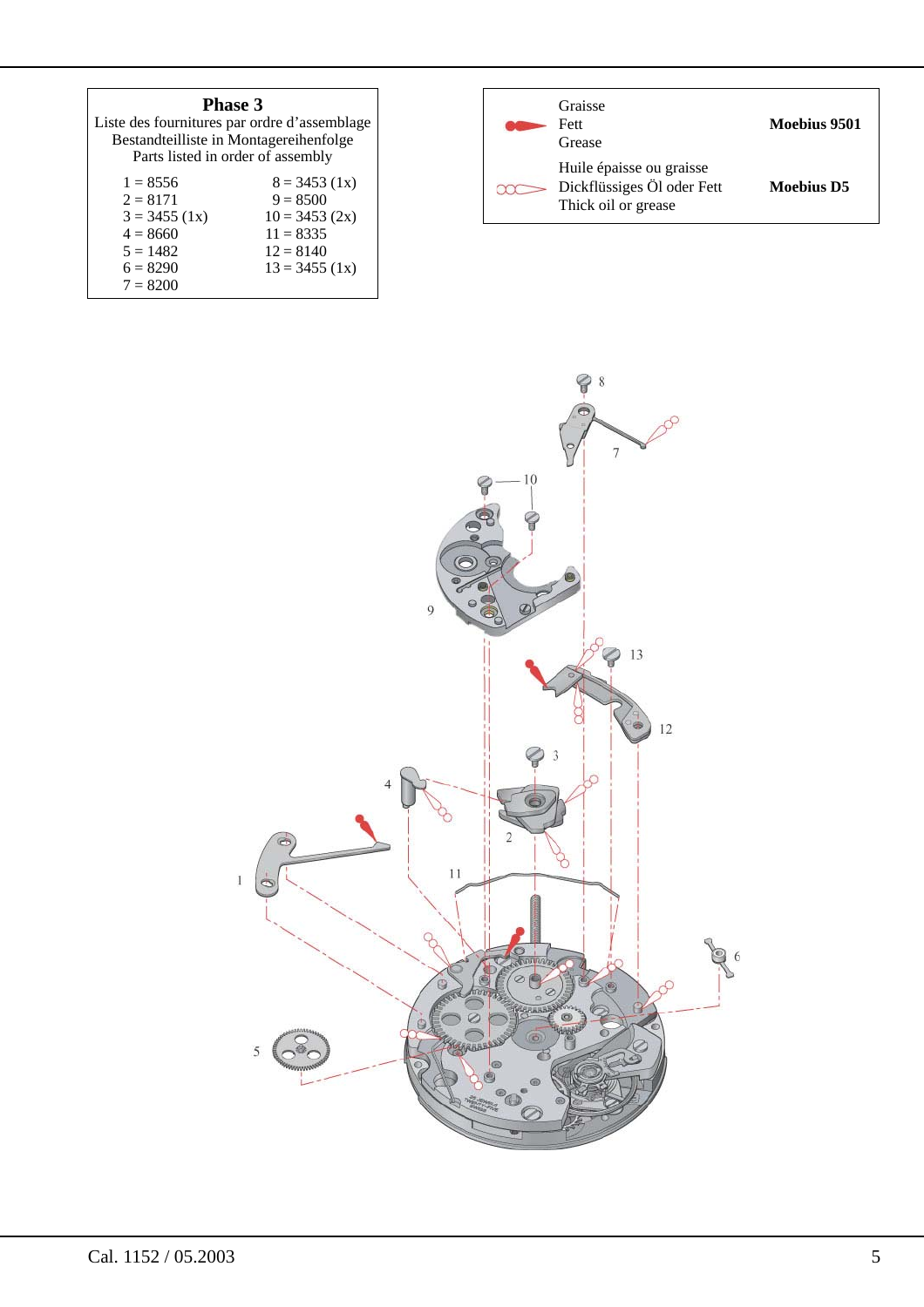## Phase 3

Liste des fournitures par ordre d'assemblage
Bestandteilliste in Montagereihenfolge
Parts listed in order of assembly

| | |
|---|---|
| 1 = 8556 | 8 = 3453 (1x) |
| 2 = 8171 | 9 = 8500 |
| 3 = 3455 (1x) | 10 = 3453 (2x) |
| 4 = 8660 | 11 = 8335 |
| 5 = 1482 | 12 = 8140 |
| 6 = 8290 | 13 = 3455 (1x) |
| 7 = 8200 | |

| | |
|---|---|
| Graisse<br>Fett<br>Grease | **Moebius 9501** |
| Huile épaisse ou graisse<br>Dickflüssiges Öl oder Fett<br>Thick oil or grease | **Moebius D5** |

Cal. 1152 / 05.2003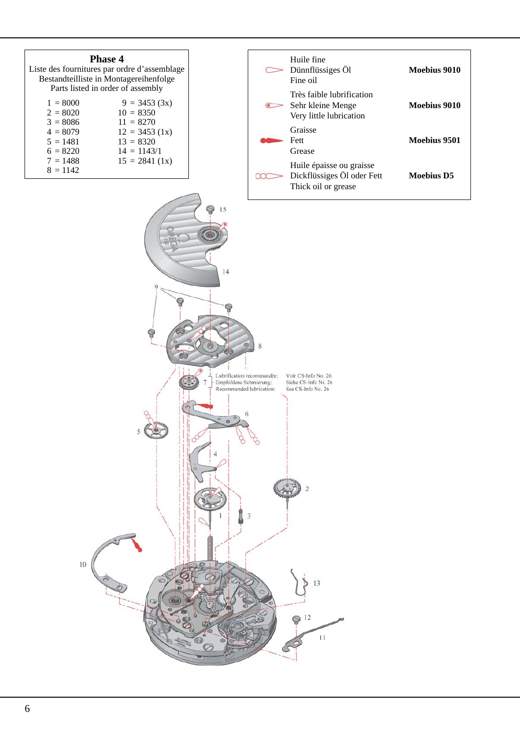## Phase 4

Liste des fournitures par ordre d'assemblage
Bestandteilliste in Montagereihenfolge
Parts listed in order of assembly

| | |
|---|---|
| 1 = 8000 | 9 = 3453 (3x) |
| 2 = 8020 | 10 = 8350 |
| 3 = 8086 | 11 = 8270 |
| 4 = 8079 | 12 = 3453 (1x) |
| 5 = 1481 | 13 = 8320 |
| 6 = 8220 | 14 = 1143/1 |
| 7 = 1488 | 15 = 2841 (1x) |
| 8 = 1142 | |

| Lubrication | |
|---|---|
| Huile fine / Dünnflüssiges Öl / Fine oil | **Moebius 9010** |
| Très faible lubrification / Sehr kleine Menge / Very little lubrication | **Moebius 9010** |
| Graisse / Fett / Grease | **Moebius 9501** |
| Huile épaisse ou graisse / Dickflüssiges Öl oder Fett / Thick oil or grease | **Moebius D5** |

Lubrification recommandée: Voir CS-Info No. 26
Empfohlene Schmierung: Siehe CS-Info Nr. 26
Recommended lubrication: See CS-Info No. 26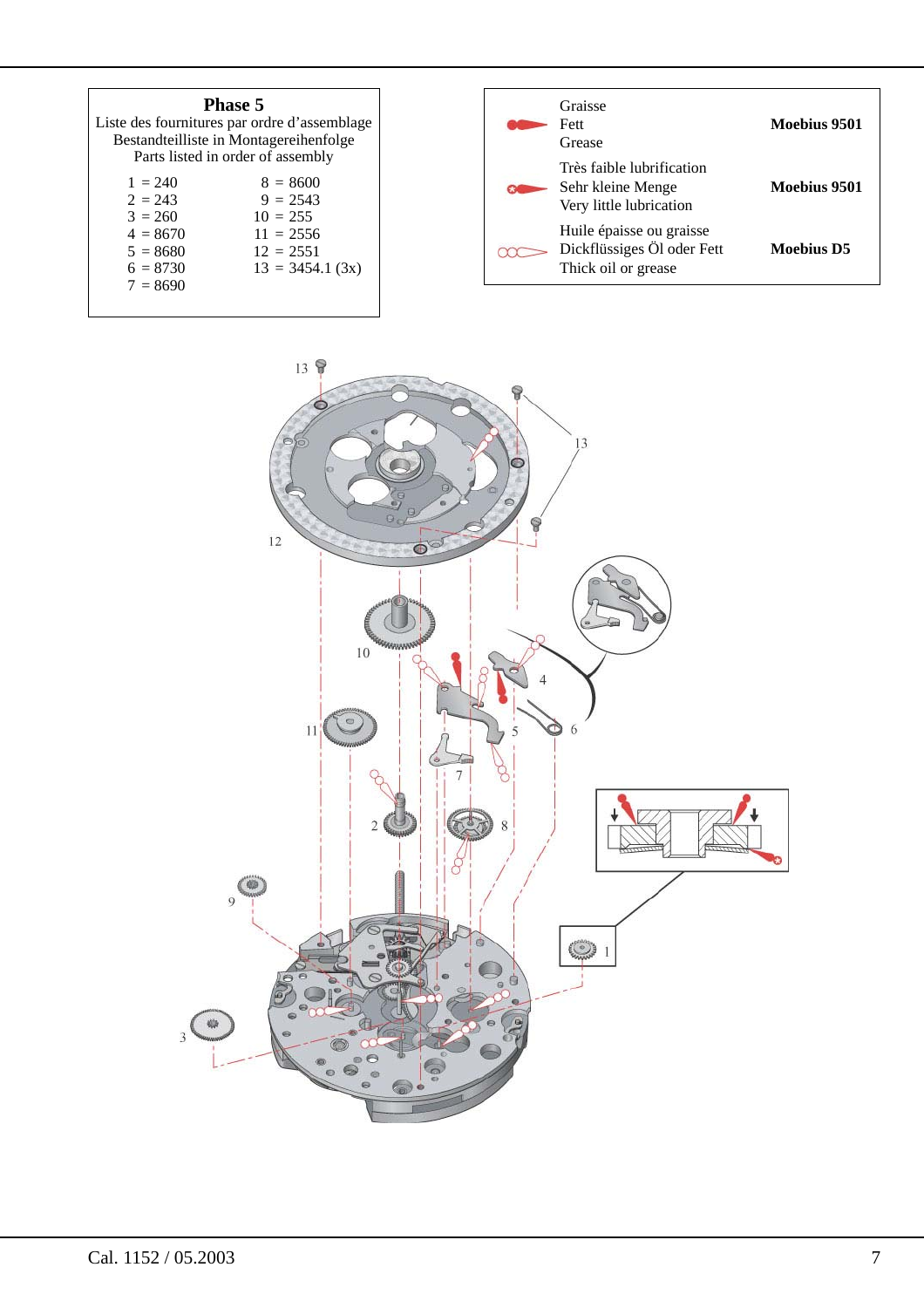## Phase 5

Liste des fournitures par ordre d'assemblage
Bestandteilliste in Montagereihenfolge
Parts listed in order of assembly

| | |
|---|---|
| 1 = 240 | 8 = 8600 |
| 2 = 243 | 9 = 2543 |
| 3 = 260 | 10 = 255 |
| 4 = 8670 | 11 = 2556 |
| 5 = 8680 | 12 = 2551 |
| 6 = 8730 | 13 = 3454.1 (3x) |
| 7 = 8690 | |

| | |
|---|---|
| Graisse / Fett / Grease | **Moebius 9501** |
| Très faible lubrification / Sehr kleine Menge / Very little lubrication | **Moebius 9501** |
| Huile épaisse ou graisse / Dickflüssiges Öl oder Fett / Thick oil or grease | **Moebius D5** |

Cal. 1152 / 05.2003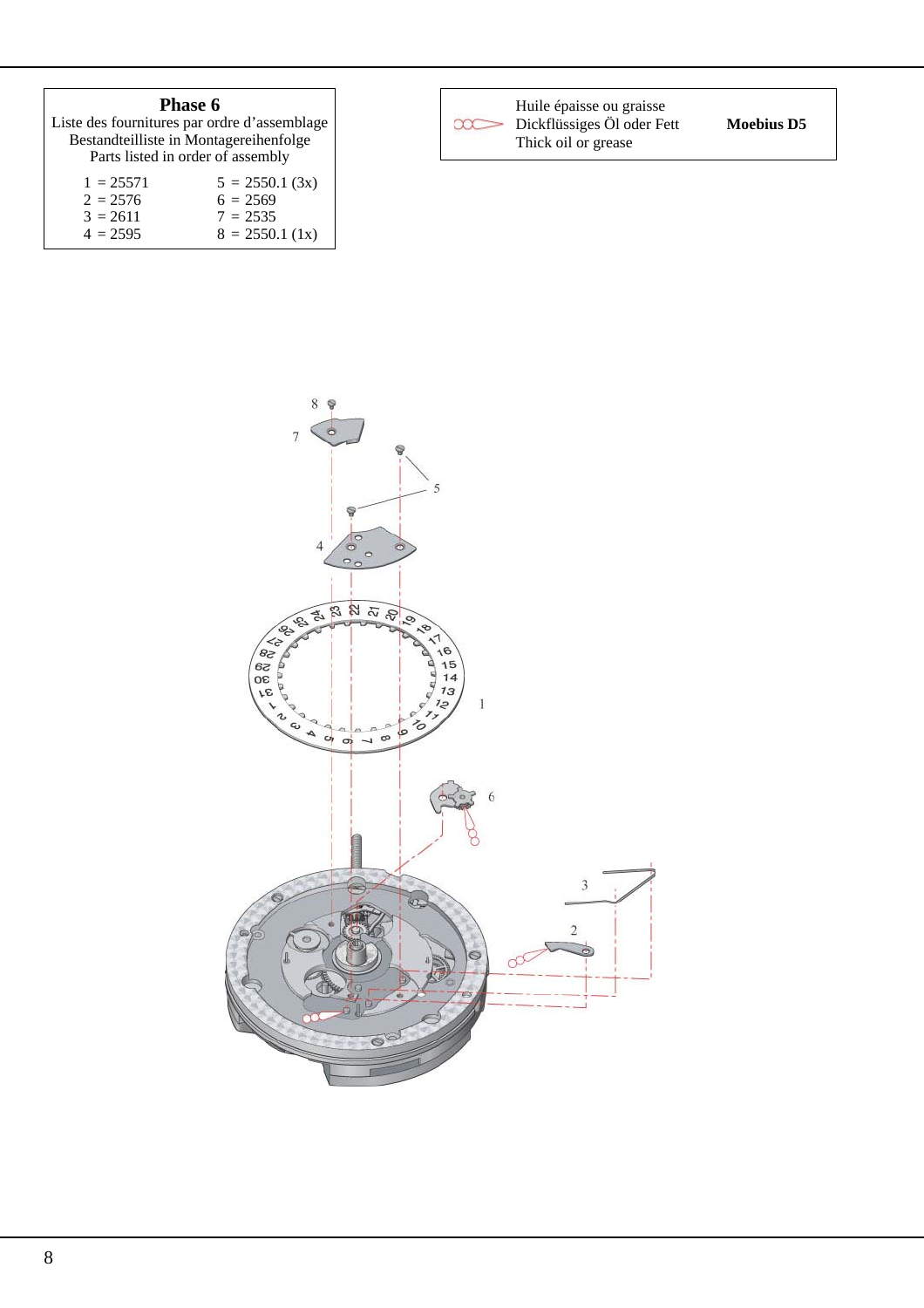## Phase 6

Liste des fournitures par ordre d'assemblage
Bestandteilliste in Montagereihenfolge
Parts listed in order of assembly

| | |
|---|---|
| 1 = 25571 | 5 = 2550.1 (3x) |
| 2 = 2576 | 6 = 2569 |
| 3 = 2611 | 7 = 2535 |
| 4 = 2595 | 8 = 2550.1 (1x) |

| Huile épaisse ou graisse<br>Dickflüssiges Öl oder Fett<br>Thick oil or grease | **Moebius D5** |
|---|---|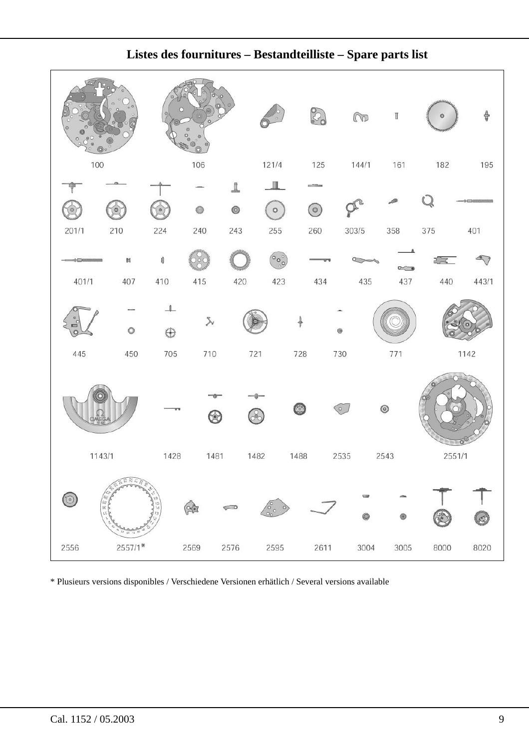## Listes des fournitures – Bestandteilliste – Spare parts list

100 106 121/4 125 144/1 161 182 195

201/1 210 224 240 243 255 260 303/5 358 375 401

401/1 407 410 415 420 423 434 435 437 440 443/1

445 450 705 710 721 728 730 771 1142

1143/1 1428 1481 1482 1488 2535 2543 2551/1

2556 2557/1* 2569 2576 2595 2611 3004 3005 8000 8020

* Plusieurs versions disponibles / Verschiedene Versionen erhätlich / Several versions available

Cal. 1152 / 05.2003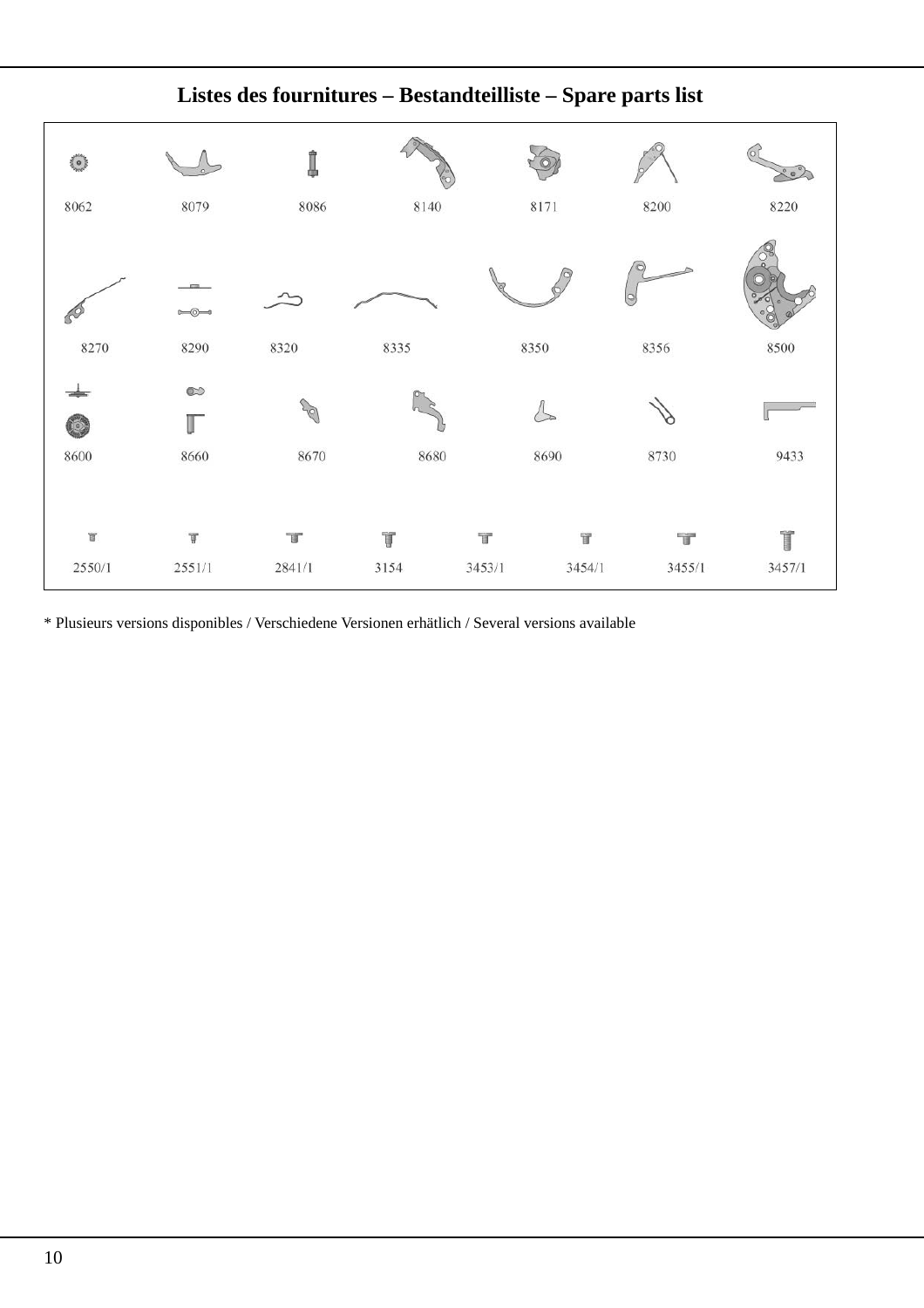## Listes des fournitures – Bestandteilliste – Spare parts list

| | | | | | | | |
|---|---|---|---|---|---|---|---|
| 8062 | 8079 | 8086 | 8140 | 8171 | 8200 | 8220 | |
| 8270 | 8290 | 8320 | 8335 | 8350 | 8356 | 8500 | |
| 8600 | 8660 | 8670 | 8680 | 8690 | 8730 | 9433 | |
| 2550/1 | 2551/1 | 2841/1 | 3154 | 3453/1 | 3454/1 | 3455/1 | 3457/1 |

* Plusieurs versions disponibles / Verschiedene Versionen erhätlich / Several versions available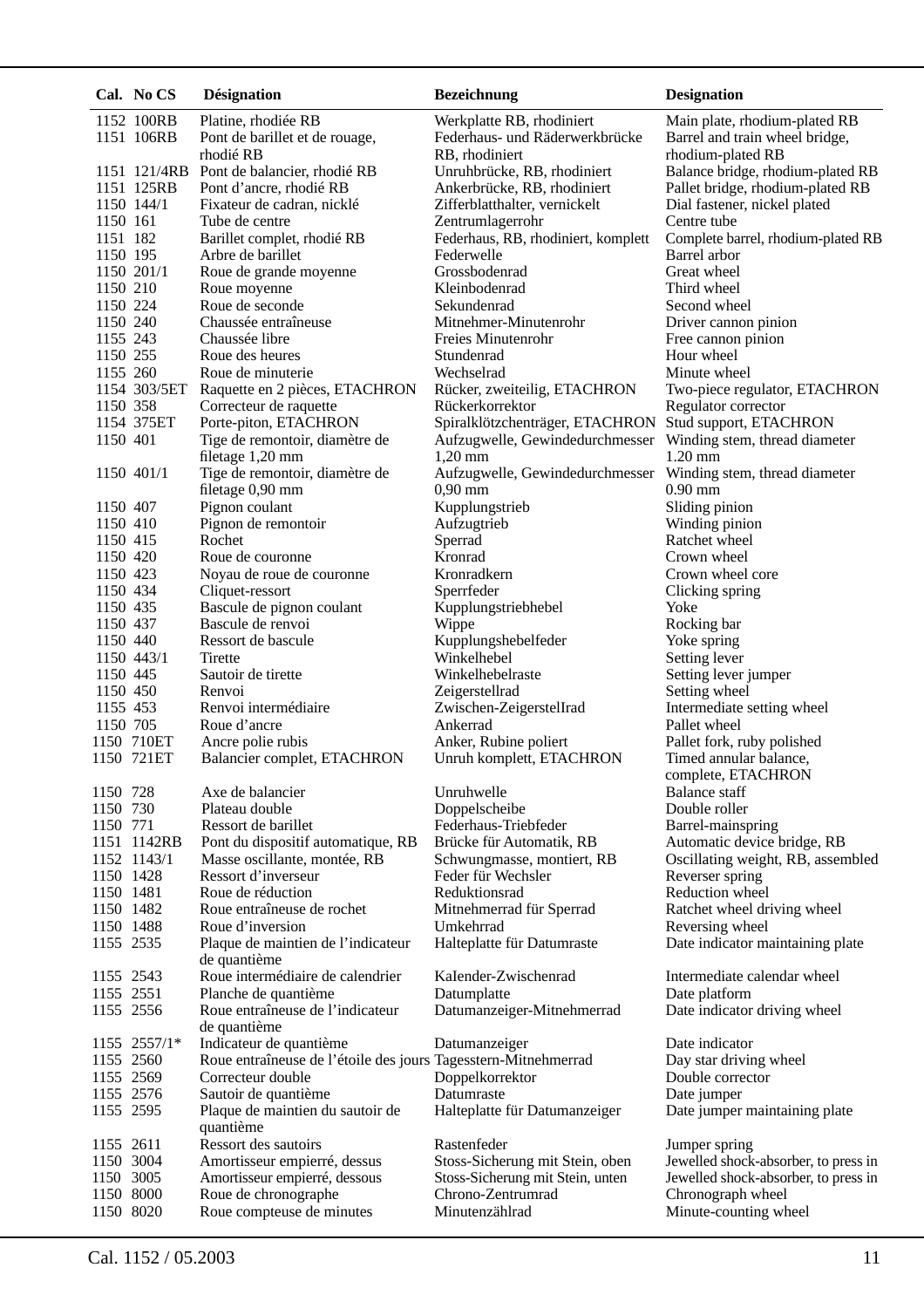| Cal. | No CS | Désignation | Bezeichnung | Designation |
|---|---|---|---|---|
| 1152 | 100RB | Platine, rhodiée RB | Werkplatte RB, rhodiniert | Main plate, rhodium-plated RB |
| 1151 | 106RB | Pont de barillet et de rouage, rhodié RB | Federhaus- und Räderwerkbrücke RB, rhodiniert | Barrel and train wheel bridge, rhodium-plated RB |
| 1151 | 121/4RB | Pont de balancier, rhodié RB | Unruhbrücke, RB, rhodiniert | Balance bridge, rhodium-plated RB |
| 1151 | 125RB | Pont d'ancre, rhodié RB | Ankerbrücke, RB, rhodiniert | Pallet bridge, rhodium-plated RB |
| 1150 | 144/1 | Fixateur de cadran, nicklé | Zifferblatthalter, vernickelt | Dial fastener, nickel plated |
| 1150 | 161 | Tube de centre | Zentrumlagerrohr | Centre tube |
| 1151 | 182 | Barillet complet, rhodié RB | Federhaus, RB, rhodiniert, komplett | Complete barrel, rhodium-plated RB |
| 1150 | 195 | Arbre de barillet | Federwelle | Barrel arbor |
| 1150 | 201/1 | Roue de grande moyenne | Grossbodenrad | Great wheel |
| 1150 | 210 | Roue moyenne | Kleinbodenrad | Third wheel |
| 1150 | 224 | Roue de seconde | Sekundenrad | Second wheel |
| 1150 | 240 | Chaussée entraîneuse | Mitnehmer-Minutenrohr | Driver cannon pinion |
| 1155 | 243 | Chaussée libre | Freies Minutenrohr | Free cannon pinion |
| 1150 | 255 | Roue des heures | Stundenrad | Hour wheel |
| 1155 | 260 | Roue de minuterie | Wechselrad | Minute wheel |
| 1154 | 303/5ET | Raquette en 2 pièces, ETACHRON | Rücker, zweiteilig, ETACHRON | Two-piece regulator, ETACHRON |
| 1150 | 358 | Correcteur de raquette | Rückerkorrektor | Regulator corrector |
| 1154 | 375ET | Porte-piton, ETACHRON | Spiralklötzchenträger, ETACHRON | Stud support, ETACHRON |
| 1150 | 401 | Tige de remontoir, diamètre de filetage 1,20 mm | Aufzugwelle, Gewindedurchmesser 1,20 mm | Winding stem, thread diameter 1.20 mm |
| 1150 | 401/1 | Tige de remontoir, diamètre de filetage 0,90 mm | Aufzugwelle, Gewindedurchmesser 0,90 mm | Winding stem, thread diameter 0.90 mm |
| 1150 | 407 | Pignon coulant | Kupplungstrieb | Sliding pinion |
| 1150 | 410 | Pignon de remontoir | Aufzugtrieb | Winding pinion |
| 1150 | 415 | Rochet | Sperrad | Ratchet wheel |
| 1150 | 420 | Roue de couronne | Kronrad | Crown wheel |
| 1150 | 423 | Noyau de roue de couronne | Kronradkern | Crown wheel core |
| 1150 | 434 | Cliquet-ressort | Sperrfeder | Clicking spring |
| 1150 | 435 | Bascule de pignon coulant | Kupplungstriebhebel | Yoke |
| 1150 | 437 | Bascule de renvoi | Wippe | Rocking bar |
| 1150 | 440 | Ressort de bascule | Kupplungshebelfeder | Yoke spring |
| 1150 | 443/1 | Tirette | Winkelhebel | Setting lever |
| 1150 | 445 | Sautoir de tirette | Winkelhebelraste | Setting lever jumper |
| 1150 | 450 | Renvoi | Zeigerstellrad | Setting wheel |
| 1155 | 453 | Renvoi intermédiaire | Zwischen-Zeigerstellrad | Intermediate setting wheel |
| 1150 | 705 | Roue d'ancre | Ankerrad | Pallet wheel |
| 1150 | 710ET | Ancre polie rubis | Anker, Rubine poliert | Pallet fork, ruby polished |
| 1150 | 721ET | Balancier complet, ETACHRON | Unruh komplett, ETACHRON | Timed annular balance, complete, ETACHRON |
| 1150 | 728 | Axe de balancier | Unruhwelle | Balance staff |
| 1150 | 730 | Plateau double | Doppelscheibe | Double roller |
| 1150 | 771 | Ressort de barillet | Federhaus-Triebfeder | Barrel-mainspring |
| 1151 | 1142RB | Pont du dispositif automatique, RB | Brücke für Automatik, RB | Automatic device bridge, RB |
| 1152 | 1143/1 | Masse oscillante, montée, RB | Schwungmasse, montiert, RB | Oscillating weight, RB, assembled |
| 1150 | 1428 | Ressort d'inverseur | Feder für Wechsler | Reverser spring |
| 1150 | 1481 | Roue de réduction | Reduktionsrad | Reduction wheel |
| 1150 | 1482 | Roue entraîneuse de rochet | Mitnehmerrad für Sperrad | Ratchet wheel driving wheel |
| 1150 | 1488 | Roue d'inversion | Umkehrrad | Reversing wheel |
| 1155 | 2535 | Plaque de maintien de l'indicateur de quantième | Halteplatte für Datumraste | Date indicator maintaining plate |
| 1155 | 2543 | Roue intermédiaire de calendrier | Kalender-Zwischenrad | Intermediate calendar wheel |
| 1155 | 2551 | Planche de quantième | Datumplatte | Date platform |
| 1155 | 2556 | Roue entraîneuse de l'indicateur de quantième | Datumanzeiger-Mitnehmerrad | Date indicator driving wheel |
| 1155 | 2557/1* | Indicateur de quantième | Datumanzeiger | Date indicator |
| 1155 | 2560 | Roue entraîneuse de l'étoile des jours | Tagesstern-Mitnehmerrad | Day star driving wheel |
| 1155 | 2569 | Correcteur double | Doppelkorrektor | Double corrector |
| 1155 | 2576 | Sautoir de quantième | Datumraste | Date jumper |
| 1155 | 2595 | Plaque de maintien du sautoir de quantième | Halteplatte für Datumanzeiger | Date jumper maintaining plate |
| 1155 | 2611 | Ressort des sautoirs | Rastenfeder | Jumper spring |
| 1150 | 3004 | Amortisseur empierré, dessus | Stoss-Sicherung mit Stein, oben | Jewelled shock-absorber, to press in |
| 1150 | 3005 | Amortisseur empierré, dessous | Stoss-Sicherung mit Stein, unten | Jewelled shock-absorber, to press in |
| 1150 | 8000 | Roue de chronographe | Chrono-Zentrumrad | Chronograph wheel |
| 1150 | 8020 | Roue compteuse de minutes | Minutenzählrad | Minute-counting wheel |

Cal. 1152 / 05.2003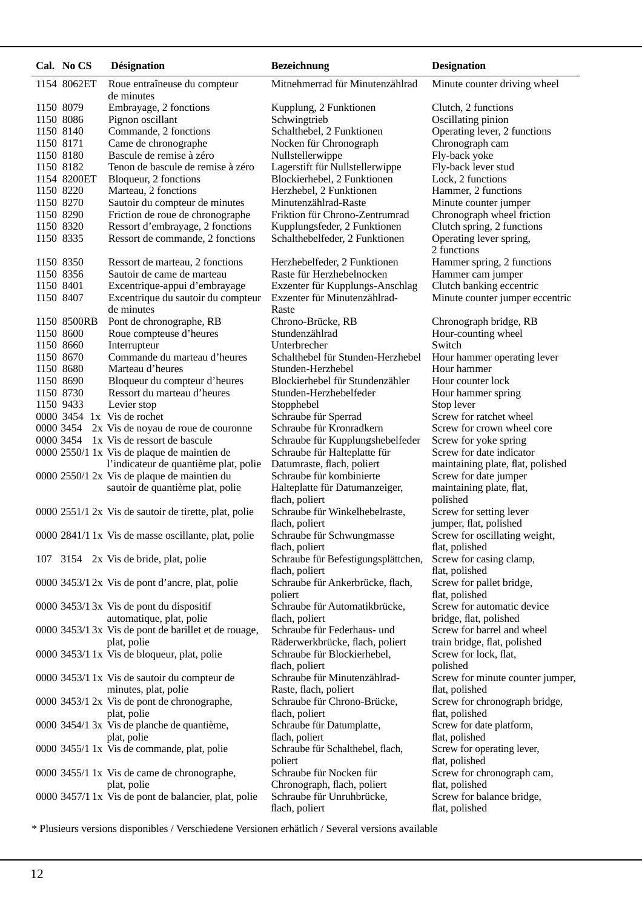| Cal. | No CS | Désignation | Bezeichnung | Designation |
|---|---|---|---|---|
| 1154 | 8062ET | Roue entraîneuse du compteur de minutes | Mitnehmerrad für Minutenzählrad | Minute counter driving wheel |
| 1150 | 8079 | Embrayage, 2 fonctions | Kupplung, 2 Funktionen | Clutch, 2 functions |
| 1150 | 8086 | Pignon oscillant | Schwingtrieb | Oscillating pinion |
| 1150 | 8140 | Commande, 2 fonctions | Schalthebel, 2 Funktionen | Operating lever, 2 functions |
| 1150 | 8171 | Came de chronographe | Nocken für Chronograph | Chronograph cam |
| 1150 | 8180 | Bascule de remise à zéro | Nullstellerwippe | Fly-back yoke |
| 1150 | 8182 | Tenon de bascule de remise à zéro | Lagerstift für Nullstellerwippe | Fly-back lever stud |
| 1154 | 8200ET | Bloqueur, 2 fonctions | Blockierhebel, 2 Funktionen | Lock, 2 functions |
| 1150 | 8220 | Marteau, 2 fonctions | Herzhebel, 2 Funktionen | Hammer, 2 functions |
| 1150 | 8270 | Sautoir du compteur de minutes | Minutenzählrad-Raste | Minute counter jumper |
| 1150 | 8290 | Friction de roue de chronographe | Friktion für Chrono-Zentrumrad | Chronograph wheel friction |
| 1150 | 8320 | Ressort d'embrayage, 2 fonctions | Kupplungsfeder, 2 Funktionen | Clutch spring, 2 functions |
| 1150 | 8335 | Ressort de commande, 2 fonctions | Schalthebelfeder, 2 Funktionen | Operating lever spring, 2 functions |
| 1150 | 8350 | Ressort de marteau, 2 fonctions | Herzhebelfeder, 2 Funktionen | Hammer spring, 2 functions |
| 1150 | 8356 | Sautoir de came de marteau | Raste für Herzhebelnocken | Hammer cam jumper |
| 1150 | 8401 | Excentrique-appui d'embrayage | Exzenter für Kupplungs-Anschlag | Clutch banking eccentric |
| 1150 | 8407 | Excentrique du sautoir du compteur de minutes | Exzenter für Minutenzählrad-Raste | Minute counter jumper eccentric |
| 1150 | 8500RB | Pont de chronographe, RB | Chrono-Brücke, RB | Chronograph bridge, RB |
| 1150 | 8600 | Roue compteuse d'heures | Stundenzählrad | Hour-counting wheel |
| 1150 | 8660 | Interrupteur | Unterbrecher | Switch |
| 1150 | 8670 | Commande du marteau d'heures | Schalthebel für Stunden-Herzhebel | Hour hammer operating lever |
| 1150 | 8680 | Marteau d'heures | Stunden-Herzhebel | Hour hammer |
| 1150 | 8690 | Bloqueur du compteur d'heures | Blockierhebel für Stundenzähler | Hour counter lock |
| 1150 | 8730 | Ressort du marteau d'heures | Stunden-Herzhebelfeder | Hour hammer spring |
| 1150 | 9433 | Levier stop | Stopphebel | Stop lever |
| 0000 | 3454 1x | Vis de rochet | Schraube für Sperrad | Screw for ratchet wheel |
| 0000 | 3454 2x | Vis de noyau de roue de couronne | Schraube für Kronradkern | Screw for crown wheel core |
| 0000 | 3454 1x | Vis de ressort de bascule | Schraube für Kupplungshebelfeder | Screw for yoke spring |
| 0000 | 2550/1 1x | Vis de plaque de maintien de l'indicateur de quantième plat, polie | Schraube für Halteplatte für Datumraste, flach, poliert | Screw for date indicator maintaining plate, flat, polished |
| 0000 | 2550/1 2x | Vis de plaque de maintien du sautoir de quantième plat, polie | Schraube für kombinierte Halteplatte für Datumanzeiger, flach, poliert | Screw for date jumper maintaining plate, flat, polished |
| 0000 | 2551/1 2x | Vis de sautoir de tirette, plat, polie | Schraube für Winkelhebelraste, flach, poliert | Screw for setting lever jumper, flat, polished |
| 0000 | 2841/1 1x | Vis de masse oscillante, plat, polie | Schraube für Schwungmasse flach, poliert | Screw for oscillating weight, flat, polished |
| 107 | 3154 2x | Vis de bride, plat, polie | Schraube für Befestigungsplättchen, flach, poliert | Screw for casing clamp, flat, polished |
| 0000 | 3453/1 2x | Vis de pont d'ancre, plat, polie | Schraube für Ankerbrücke, flach, poliert | Screw for pallet bridge, flat, polished |
| 0000 | 3453/1 3x | Vis de pont du dispositif automatique, plat, polie | Schraube für Automatikbrücke, flach, poliert | Screw for automatic device bridge, flat, polished |
| 0000 | 3453/1 3x | Vis de pont de barillet et de rouage, plat, polie | Schraube für Federhaus- und Räderwerkbrücke, flach, poliert | Screw for barrel and wheel train bridge, flat, polished |
| 0000 | 3453/1 1x | Vis de bloqueur, plat, polie | Schraube für Blockierhebel, flach, poliert | Screw for lock, flat, polished |
| 0000 | 3453/1 1x | Vis de sautoir du compteur de minutes, plat, polie | Schraube für Minutenzählrad-Raste, flach, poliert | Screw for minute counter jumper, flat, polished |
| 0000 | 3453/1 2x | Vis de pont de chronographe, plat, polie | Schraube für Chrono-Brücke, flach, poliert | Screw for chronograph bridge, flat, polished |
| 0000 | 3454/1 3x | Vis de planche de quantième, plat, polie | Schraube für Datumplatte, flach, poliert | Screw for date platform, flat, polished |
| 0000 | 3455/1 1x | Vis de commande, plat, polie | Schraube für Schalthebel, flach, poliert | Screw for operating lever, flat, polished |
| 0000 | 3455/1 1x | Vis de came de chronographe, plat, polie | Schraube für Nocken für Chronograph, flach, poliert | Screw for chronograph cam, flat, polished |
| 0000 | 3457/1 1x | Vis de pont de balancier, plat, polie | Schraube für Unruhbrücke, flach, poliert | Screw for balance bridge, flat, polished |

* Plusieurs versions disponibles / Verschiedene Versionen erhätlich / Several versions available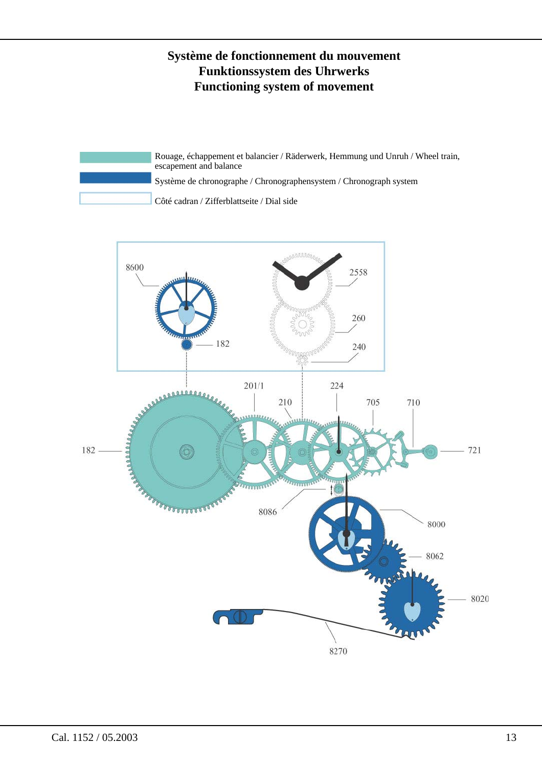# Système de fonctionnement du mouvement
# Funktionssystem des Uhrwerks
# Functioning system of movement

Rouage, échappement et balancier / Räderwerk, Hemmung und Unruh / Wheel train, escapement and balance

Système de chronographe / Chronographensystem / Chronograph system

Côté cadran / Zifferblattseite / Dial side

8600

2558

260

182

240

201/1

224

210

705

710

182

721

8086

8000

8062

8020

8270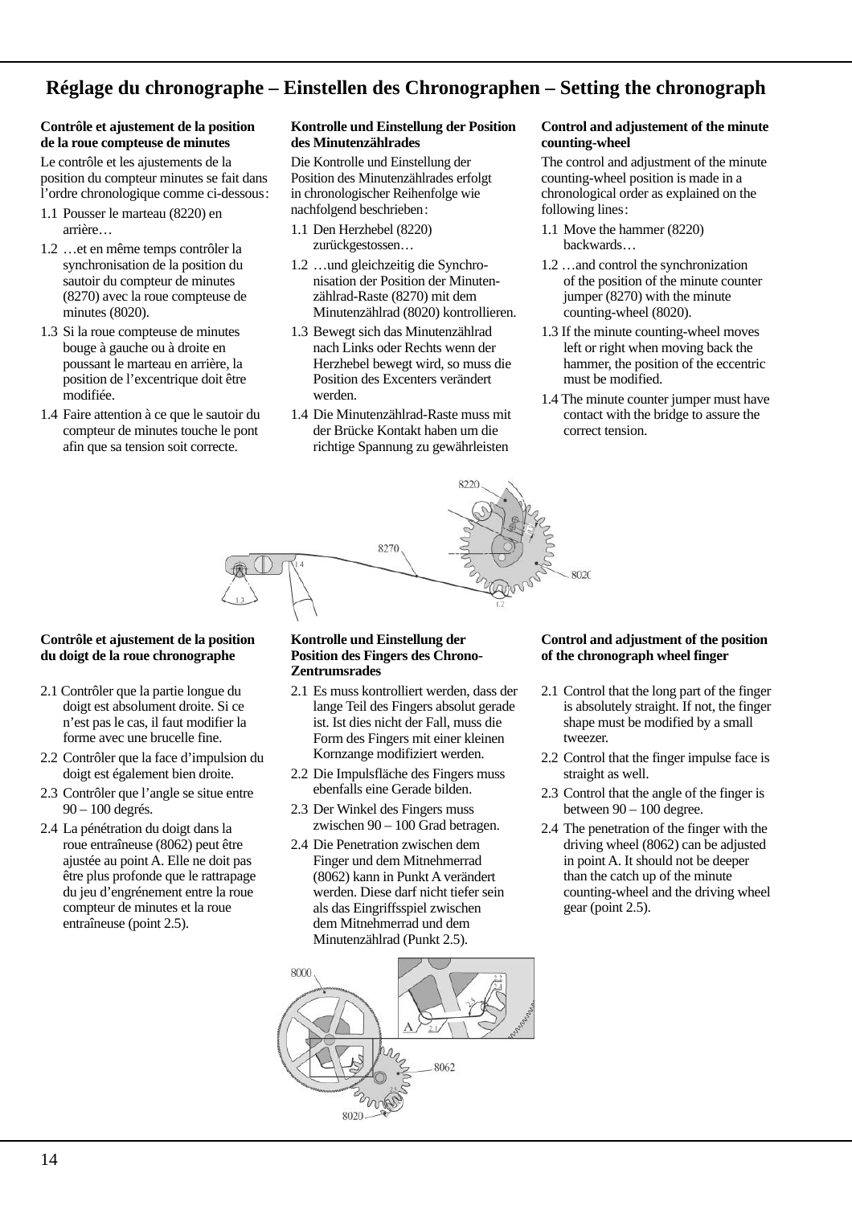# Réglage du chronographe – Einstellen des Chronographen – Setting the chronograph

**Contrôle et ajustement de la position de la roue compteuse de minutes**

Le contrôle et les ajustements de la position du compteur minutes se fait dans l'ordre chronologique comme ci-dessous:

1.1 Pousser le marteau (8220) en arrière…

1.2 …et en même temps contrôler la synchronisation de la position du sautoir du compteur de minutes (8270) avec la roue compteuse de minutes (8020).

1.3 Si la roue compteuse de minutes bouge à gauche ou à droite en poussant le marteau en arrière, la position de l'excentrique doit être modifiée.

1.4 Faire attention à ce que le sautoir du compteur de minutes touche le pont afin que sa tension soit correcte.

**Kontrolle und Einstellung der Position des Minutenzählrades**

Die Kontrolle und Einstellung der Position des Minutenzählrades erfolgt in chronologischer Reihenfolge wie nachfolgend beschrieben:

1.1 Den Herzhebel (8220) zurückgestossen…

1.2 …und gleichzeitig die Synchronisation der Position der Minutenzählrad-Raste (8270) mit dem Minutenzählrad (8020) kontrollieren.

1.3 Bewegt sich das Minutenzählrad nach Links oder Rechts wenn der Herzhebel bewegt wird, so muss die Position des Excenters verändert werden.

1.4 Die Minutenzählrad-Raste muss mit der Brücke Kontakt haben um die richtige Spannung zu gewährleisten

**Control and adjustement of the minute counting-wheel**

The control and adjustment of the minute counting-wheel position is made in a chronological order as explained on the following lines:

1.1 Move the hammer (8220) backwards…

1.2 …and control the synchronization of the position of the minute counter jumper (8270) with the minute counting-wheel (8020).

1.3 If the minute counting-wheel moves left or right when moving back the hammer, the position of the eccentric must be modified.

1.4 The minute counter jumper must have contact with the bridge to assure the correct tension.

**Contrôle et ajustement de la position du doigt de la roue chronographe**

2.1 Contrôler que la partie longue du doigt est absolument droite. Si ce n'est pas le cas, il faut modifier la forme avec une brucelle fine.

2.2 Contrôler que la face d'impulsion du doigt est également bien droite.

2.3 Contrôler que l'angle se situe entre 90 – 100 degrés.

2.4 La pénétration du doigt dans la roue entraîneuse (8062) peut être ajustée au point A. Elle ne doit pas être plus profonde que le rattrapage du jeu d'engrénement entre la roue compteur de minutes et la roue entraîneuse (point 2.5).

**Kontrolle und Einstellung der Position des Fingers des Chrono-Zentrumsrades**

2.1 Es muss kontrolliert werden, dass der lange Teil des Fingers absolut gerade ist. Ist dies nicht der Fall, muss die Form des Fingers mit einer kleinen Kornzange modifiziert werden.

2.2 Die Impulsfläche des Fingers muss ebenfalls eine Gerade bilden.

2.3 Der Winkel des Fingers muss zwischen 90 – 100 Grad betragen.

2.4 Die Penetration zwischen dem Finger und dem Mitnehmerrad (8062) kann in Punkt A verändert werden. Diese darf nicht tiefer sein als das Eingriffsspiel zwischen dem Mitnehmerrad und dem Minutenzählrad (Punkt 2.5).

**Control and adjustment of the position of the chronograph wheel finger**

2.1 Control that the long part of the finger is absolutely straight. If not, the finger shape must be modified by a small tweezer.

2.2 Control that the finger impulse face is straight as well.

2.3 Control that the angle of the finger is between 90 – 100 degree.

2.4 The penetration of the finger with the driving wheel (8062) can be adjusted in point A. It should not be deeper than the catch up of the minute counting-wheel and the driving wheel gear (point 2.5).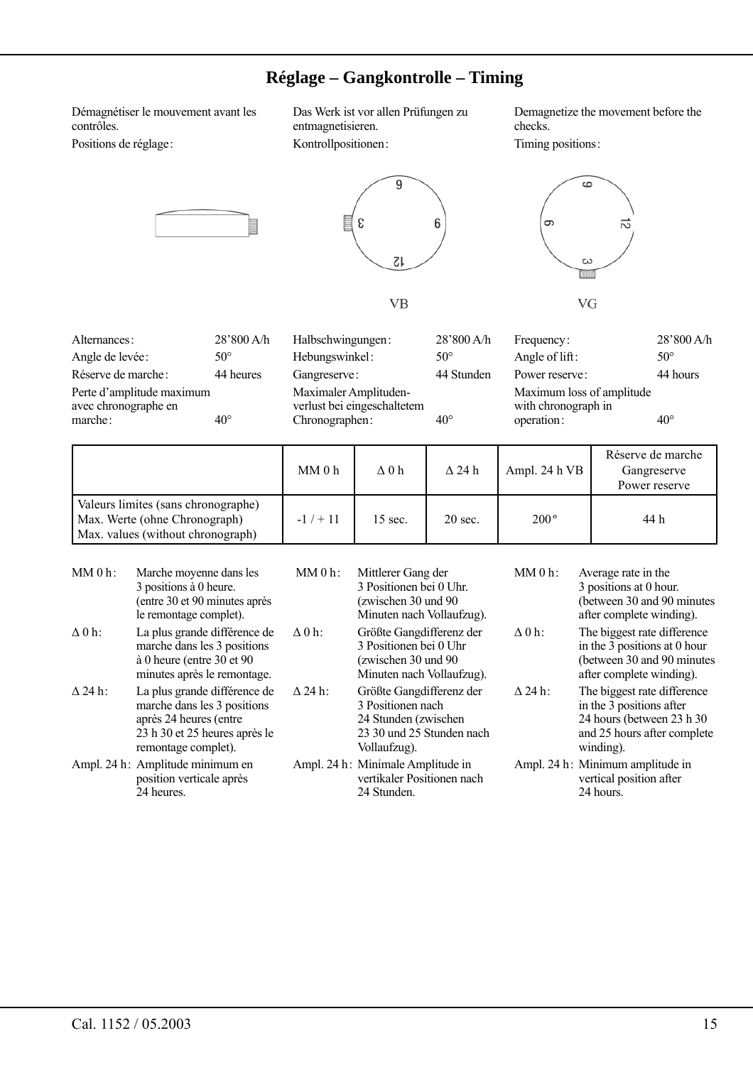# Réglage – Gangkontrolle – Timing

Démagnétiser le mouvement avant les contrôles.

Positions de réglage :

Das Werk ist vor allen Prüfungen zu entmagnetisieren.

Kontrollpositionen :

Demagnetize the movement before the checks.

Timing positions :

VB

VG

| | |
|---|---|
| Alternances : | 28'800 A/h |
| Angle de levée : | 50° |
| Réserve de marche : | 44 heures |
| Perte d'amplitude maximum avec chronographe en marche : | 40° |

| | |
|---|---|
| Halbschwingungen : | 28'800 A/h |
| Hebungswinkel : | 50° |
| Gangreserve : | 44 Stunden |
| Maximaler Amplitudenverlust bei eingeschaltetem Chronographen : | 40° |

| | |
|---|---|
| Frequency : | 28'800 A/h |
| Angle of lift : | 50° |
| Power reserve : | 44 hours |
| Maximum loss of amplitude with chronograph in operation : | 40° |

| | MM 0 h | Δ 0 h | Δ 24 h | Ampl. 24 h VB | Réserve de marche Gangreserve Power reserve |
|---|---|---|---|---|---|
| Valeurs limites (sans chronographe) Max. Werte (ohne Chronograph) Max. values (without chronograph) | -1 / + 11 | 15 sec. | 20 sec. | 200° | 44 h |

**MM 0 h :** Marche moyenne dans les 3 positions à 0 heure. (entre 30 et 90 minutes après le remontage complet).

**Δ 0 h :** La plus grande différence de marche dans les 3 positions à 0 heure (entre 30 et 90 minutes après le remontage.

**Δ 24 h :** La plus grande différence de marche dans les 3 positions après 24 heures (entre 23 h 30 et 25 heures après le remontage complet).

**Ampl. 24 h :** Amplitude minimum en position verticale après 24 heures.

**MM 0 h :** Mittlerer Gang der 3 Positionen bei 0 Uhr. (zwischen 30 und 90 Minuten nach Vollaufzug).

**Δ 0 h :** Größte Gangdifferenz der 3 Positionen bei 0 Uhr (zwischen 30 und 90 Minuten nach Vollaufzug).

**Δ 24 h :** Größte Gangdifferenz der 3 Positionen nach 24 Stunden (zwischen 23 30 und 25 Stunden nach Vollaufzug).

**Ampl. 24 h :** Minimale Amplitude in vertikaler Positionen nach 24 Stunden.

**MM 0 h :** Average rate in the 3 positions at 0 hour. (between 30 and 90 minutes after complete winding).

**Δ 0 h :** The biggest rate difference in the 3 positions at 0 hour (between 30 and 90 minutes after complete winding).

**Δ 24 h :** The biggest rate difference in the 3 positions after 24 hours (between 23 h 30 and 25 hours after complete winding).

**Ampl. 24 h :** Minimum amplitude in vertical position after 24 hours.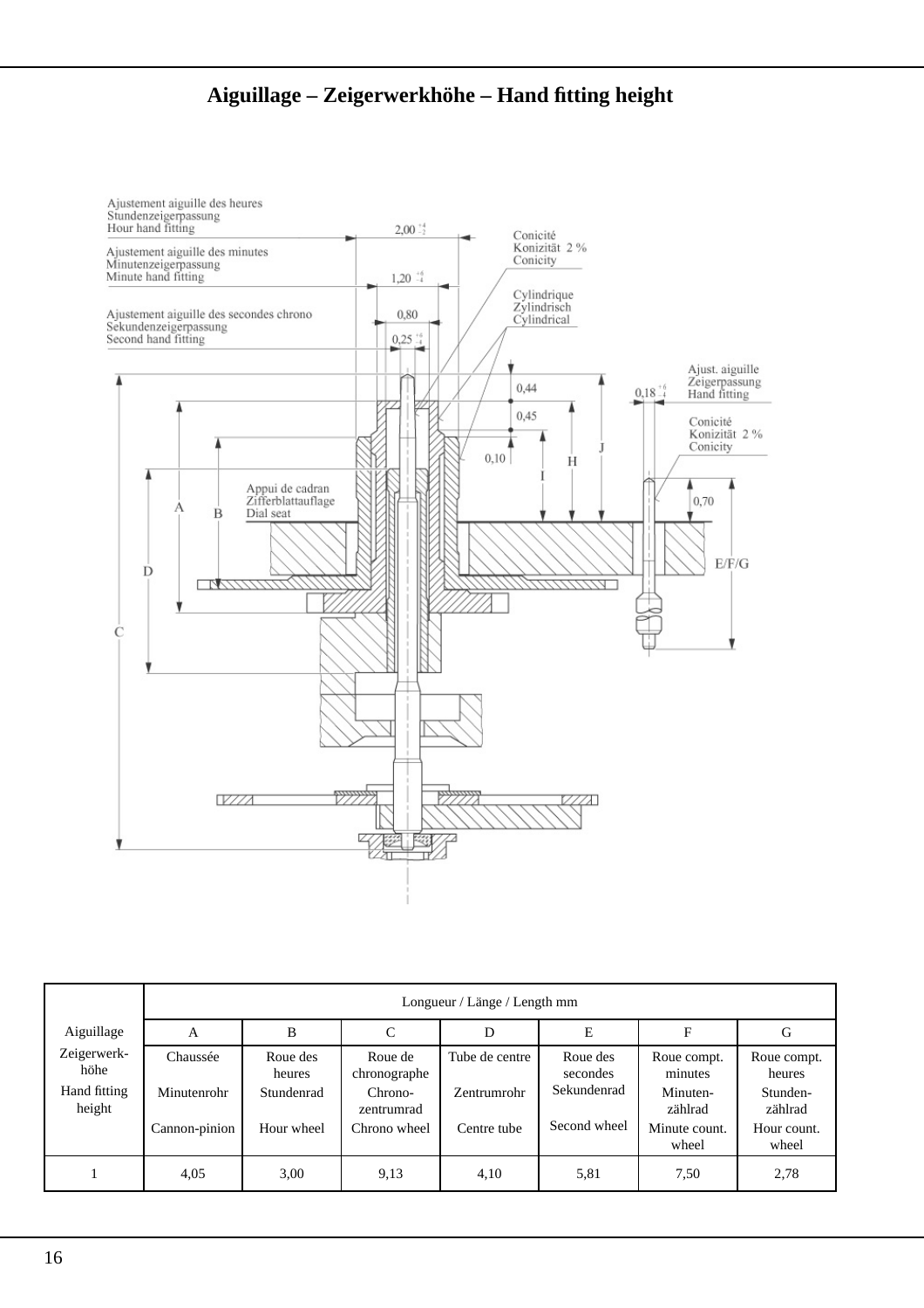# Aiguillage – Zeigerwerkhöhe – Hand fitting height

Ajustement aiguille des heures
Stundenzeigerpassung
Hour hand fitting

2,00 $^{+4}_{-2}$

Ajustement aiguille des minutes
Minutenzeigerpassung
Minute hand fitting

1,20 $^{+6}_{-4}$

Ajustement aiguille des secondes chrono
Sekundenzeigerpassung
Second hand fitting

0,80

0,25 $^{+6}_{-4}$

Conicité
Konizität 2 %
Conicity

Cylindrique
Zylindrisch
Cylindrical

0,44

0,45

0,10

J

H

I

Appui de cadran
Zifferblattauflage
Dial seat

A

B

D

C

Ajust. aiguille
Zeigerpassung
Hand fitting

0,18 $^{+6}_{-4}$

Conicité
Konizität 2 %
Conicity

0,70

E/F/G

| Aiguillage<br>Zeigerwerk-höhe<br>Hand fitting height | Longueur / Länge / Length mm | | | | | | |
|---|---|---|---|---|---|---|---|
| | A | B | C | D | E | F | G |
| | Chaussée<br>Minutenrohr<br>Cannon-pinion | Roue des heures<br>Stundenrad<br>Hour wheel | Roue de chronographe<br>Chrono-zentrumrad<br>Chrono wheel | Tube de centre<br>Zentrumrohr<br>Centre tube | Roue des secondes<br>Sekundenrad<br>Second wheel | Roue compt. minutes<br>Minuten-zählrad<br>Minute count. wheel | Roue compt. heures<br>Stunden-zählrad<br>Hour count. wheel |
| 1 | 4,05 | 3,00 | 9,13 | 4,10 | 5,81 | 7,50 | 2,78 |